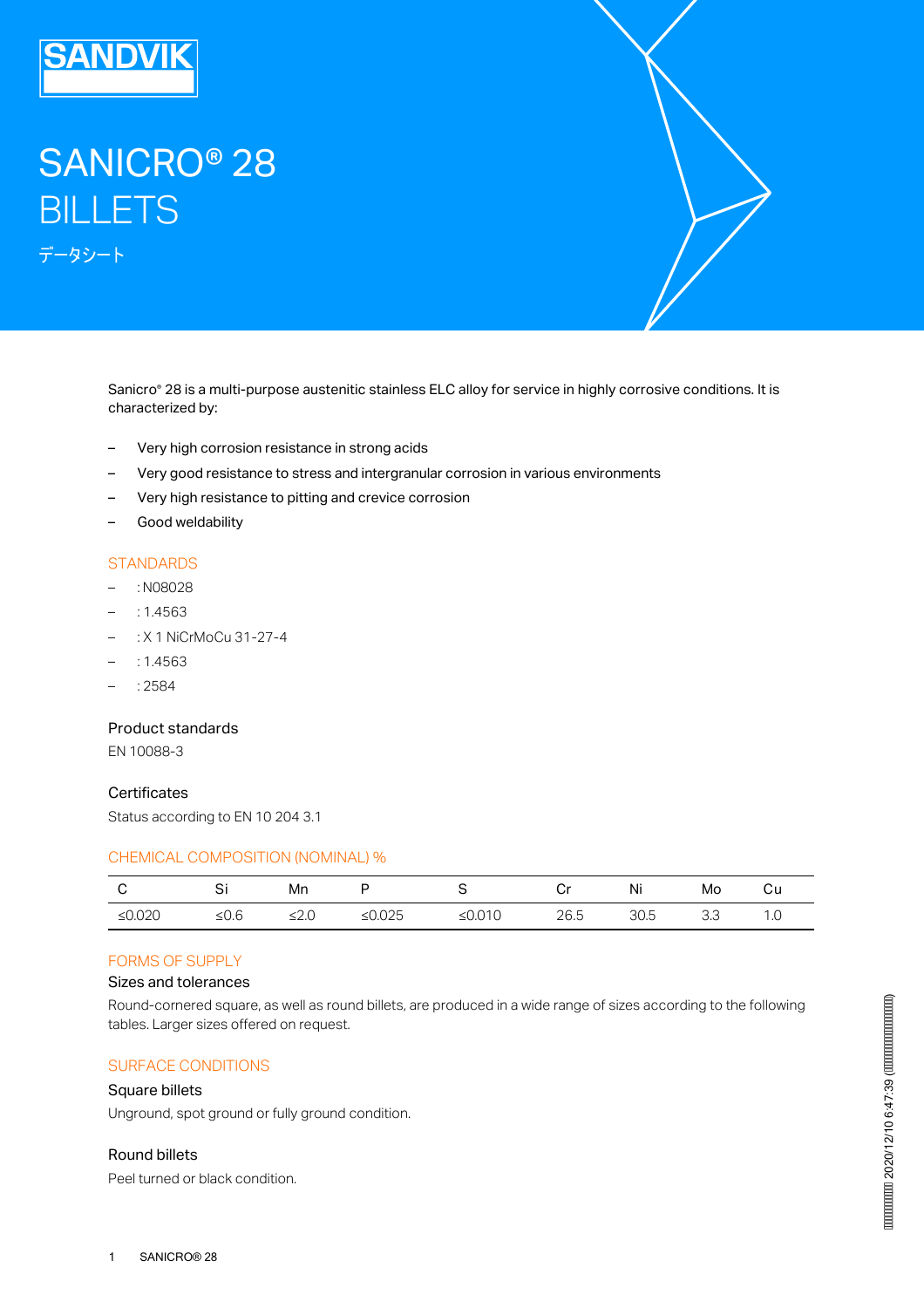# SANICRO® 28 BILLETS

データシート

Sanicro® 28 is a multi-purpose austenitic stainless ELC alloy for service in highly corrosive conditions. It is characterized by:

- Very high corrosion resistance in strong acids
- Very good resistance to stress and intergranular corrosion in various environments
- Very high resistance to pitting and crevice corrosion
- Good weldability

## STANDARDS

- : N08028
- : 1.4563
- : X 1 NiCrMoCu 31-27-4
- : 1.4563
- : 2584

### Product standards

EN 10088-3

### Certificates

Status according to EN 10 204 3.1

## CHEMICAL COMPOSITION (NOMINAL) %

| C | Si | Mn | P | S | Cr | Ni | Mo | Cu |
|---|---|---|---|---|---|---|---|---|
| ≤0.020 | ≤0.6 | ≤2.0 | ≤0.025 | ≤0.010 | 26.5 | 30.5 | 3.3 | 1.0 |

## FORMS OF SUPPLY

### Sizes and tolerances

Round-cornered square, as well as round billets, are produced in a wide range of sizes according to the following tables. Larger sizes offered on request.

## SURFACE CONDITIONS

### Square billets

Unground, spot ground or fully ground condition.

### Round billets

Peel turned or black condition.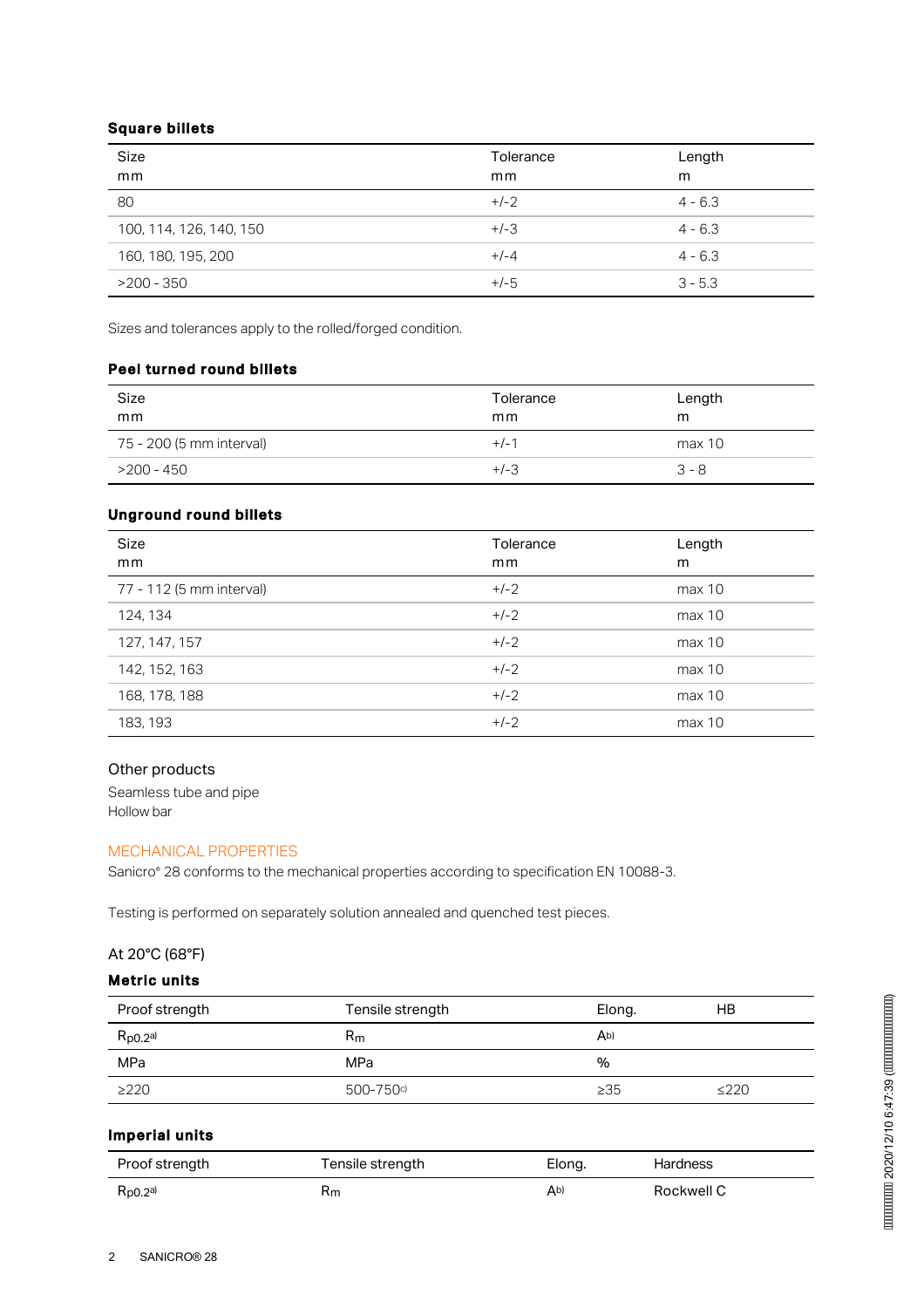### Square billets

| Size<br>mm | Tolerance<br>mm | Length<br>m |
|---|---|---|
| 80 | +/-2 | 4 - 6.3 |
| 100, 114, 126, 140, 150 | +/-3 | 4 - 6.3 |
| 160, 180, 195, 200 | +/-4 | 4 - 6.3 |
| >200 - 350 | +/-5 | 3 - 5.3 |

Sizes and tolerances apply to the rolled/forged condition.

### Peel turned round billets

| Size<br>mm | Tolerance<br>mm | Length<br>m |
|---|---|---|
| 75 - 200 (5 mm interval) | +/-1 | max 10 |
| >200 - 450 | +/-3 | 3 - 8 |

### Unground round billets

| Size<br>mm | Tolerance<br>mm | Length<br>m |
|---|---|---|
| 77 - 112 (5 mm interval) | +/-2 | max 10 |
| 124, 134 | +/-2 | max 10 |
| 127, 147, 157 | +/-2 | max 10 |
| 142, 152, 163 | +/-2 | max 10 |
| 168, 178, 188 | +/-2 | max 10 |
| 183, 193 | +/-2 | max 10 |

### Other products

Seamless tube and pipe
Hollow bar

## MECHANICAL PROPERTIES

Sanicro® 28 conforms to the mechanical properties according to specification EN 10088-3.

Testing is performed on separately solution annealed and quenched test pieces.

### At 20°C (68°F)

### Metric units

| Proof strength | Tensile strength | Elong. | HB |
|---|---|---|---|
| $R_{p0.2}$[a] | $R_m$ | A[b] | |
| MPa | MPa | % | |
| ≥220 | 500-750[c] | ≥35 | ≤220 |

### Imperial units

| Proof strength | Tensile strength | Elong. | Hardness |
|---|---|---|---|
| $R_{p0.2}$[a] | $R_m$ | A[b] | Rockwell C |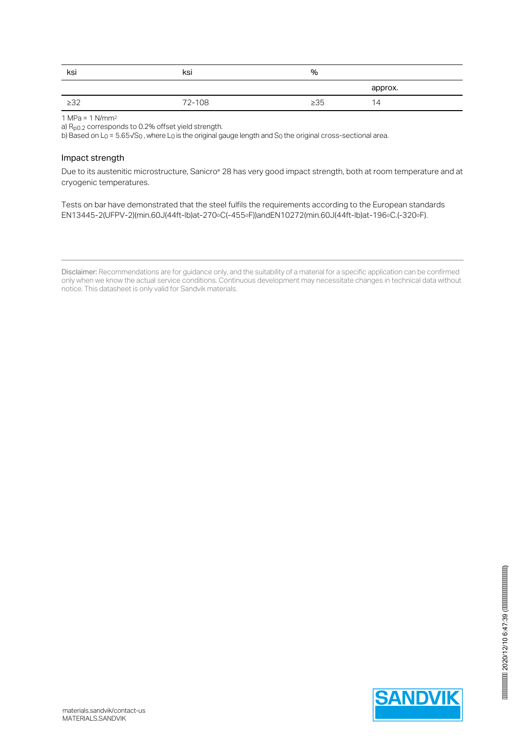| ksi | ksi | % | |
|---|---|---|---|
| | | | approx. |
| ≥32 | 72-108 | ≥35 | 14 |

1 MPa = 1 N/mm[2]

a) $R_{p0.2}$ corresponds to 0.2% offset yield strength.

b) Based on $L_0 = 5.65\sqrt{S_0}$ , where $L_0$ is the original gauge length and $S_0$ the original cross-sectional area.

### Impact strength

Due to its austenitic microstructure, Sanicro® 28 has very good impact strength, both at room temperature and at cryogenic temperatures.

Tests on bar have demonstrated that the steel fulfils the requirements according to the European standards EN13445-2(UFPV-2)(min.60J(44ft-lb)at-270°C(-455°F))andEN10272(min.60J(44ft-lb)at-196°C.(-320°F).

---

Disclaimer: Recommendations are for guidance only, and the suitability of a material for a specific application can be confirmed only when we know the actual service conditions. Continuous development may necessitate changes in technical data without notice. This datasheet is only valid for Sandvik materials.

materials.sandvik/contact-us
MATERIALS.SANDVIK